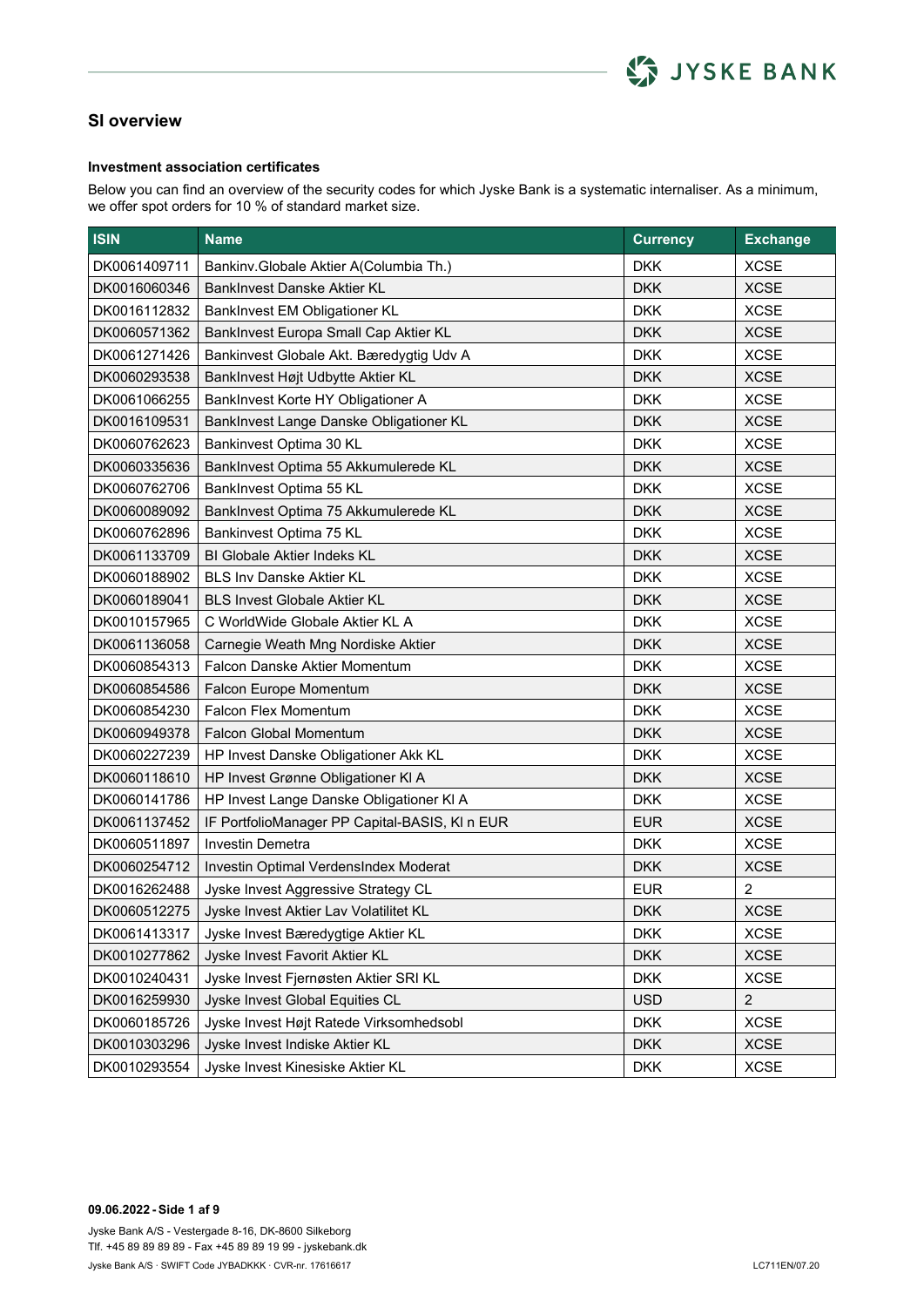## SI overview

**Investment association certificates**

Below you can find an overview of the security codes for which Jyske Bank is a systematic internaliser. As a minimum, we offer spot orders for 10 % of standard market size.

| ISIN | Name | Currency | Exchange |
|---|---|---|---|
| DK0061409711 | Bankinv.Globale Aktier A(Columbia Th.) | DKK | XCSE |
| DK0016060346 | BankInvest Danske Aktier KL | DKK | XCSE |
| DK0016112832 | BankInvest EM Obligationer KL | DKK | XCSE |
| DK0060571362 | BankInvest Europa Small Cap Aktier KL | DKK | XCSE |
| DK0061271426 | Bankinvest Globale Akt. Bæredygtig Udv A | DKK | XCSE |
| DK0060293538 | BankInvest Højt Udbytte Aktier KL | DKK | XCSE |
| DK0061066255 | BankInvest Korte HY Obligationer A | DKK | XCSE |
| DK0016109531 | BankInvest Lange Danske Obligationer KL | DKK | XCSE |
| DK0060762623 | Bankinvest Optima 30 KL | DKK | XCSE |
| DK0060335636 | BankInvest Optima 55 Akkumulerede KL | DKK | XCSE |
| DK0060762706 | BankInvest Optima 55 KL | DKK | XCSE |
| DK0060089092 | BankInvest Optima 75 Akkumulerede KL | DKK | XCSE |
| DK0060762896 | Bankinvest Optima 75 KL | DKK | XCSE |
| DK0061133709 | BI Globale Aktier Indeks KL | DKK | XCSE |
| DK0060188902 | BLS Inv Danske Aktier KL | DKK | XCSE |
| DK0060189041 | BLS Invest Globale Aktier KL | DKK | XCSE |
| DK0010157965 | C WorldWide Globale Aktier KL A | DKK | XCSE |
| DK0061136058 | Carnegie Weath Mng Nordiske Aktier | DKK | XCSE |
| DK0060854313 | Falcon Danske Aktier Momentum | DKK | XCSE |
| DK0060854586 | Falcon Europe Momentum | DKK | XCSE |
| DK0060854230 | Falcon Flex Momentum | DKK | XCSE |
| DK0060949378 | Falcon Global Momentum | DKK | XCSE |
| DK0060227239 | HP Invest Danske Obligationer Akk KL | DKK | XCSE |
| DK0060118610 | HP Invest Grønne Obligationer Kl A | DKK | XCSE |
| DK0060141786 | HP Invest Lange Danske Obligationer Kl A | DKK | XCSE |
| DK0061137452 | IF PortfolioManager PP Capital-BASIS, Kl n EUR | EUR | XCSE |
| DK0060511897 | Investin Demetra | DKK | XCSE |
| DK0060254712 | Investin Optimal VerdensIndex Moderat | DKK | XCSE |
| DK0016262488 | Jyske Invest Aggressive Strategy CL | EUR | 2 |
| DK0060512275 | Jyske Invest Aktier Lav Volatilitet KL | DKK | XCSE |
| DK0061413317 | Jyske Invest Bæredygtige Aktier KL | DKK | XCSE |
| DK0010277862 | Jyske Invest Favorit Aktier KL | DKK | XCSE |
| DK0010240431 | Jyske Invest Fjernøsten Aktier SRI KL | DKK | XCSE |
| DK0016259930 | Jyske Invest Global Equities CL | USD | 2 |
| DK0060185726 | Jyske Invest Højt Ratede Virksomhedsobl | DKK | XCSE |
| DK0010303296 | Jyske Invest Indiske Aktier KL | DKK | XCSE |
| DK0010293554 | Jyske Invest Kinesiske Aktier KL | DKK | XCSE |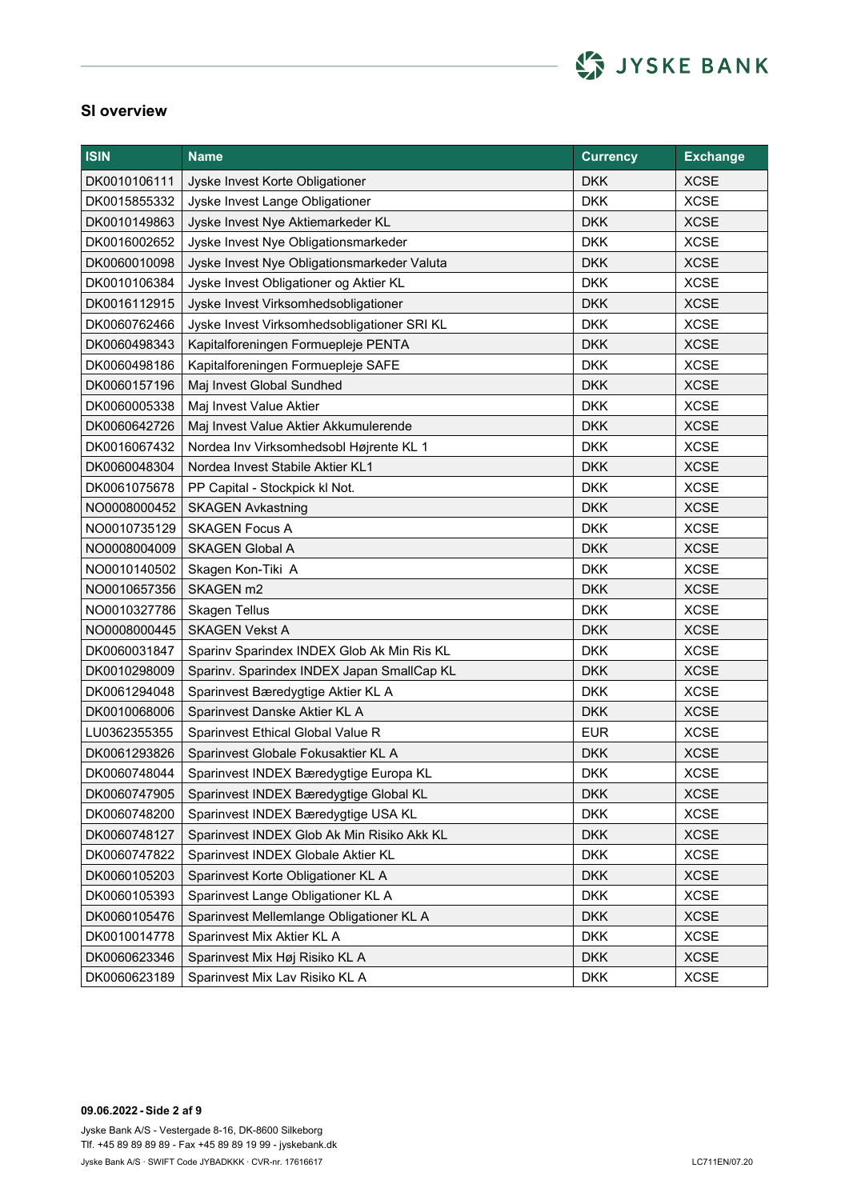## SI overview

| ISIN | Name | Currency | Exchange |
| --- | --- | --- | --- |
| DK0010106111 | Jyske Invest Korte Obligationer | DKK | XCSE |
| DK0015855332 | Jyske Invest Lange Obligationer | DKK | XCSE |
| DK0010149863 | Jyske Invest Nye Aktiemarkeder KL | DKK | XCSE |
| DK0016002652 | Jyske Invest Nye Obligationsmarkeder | DKK | XCSE |
| DK0060010098 | Jyske Invest Nye Obligationsmarkeder Valuta | DKK | XCSE |
| DK0010106384 | Jyske Invest Obligationer og Aktier KL | DKK | XCSE |
| DK0016112915 | Jyske Invest Virksomhedsobligationer | DKK | XCSE |
| DK0060762466 | Jyske Invest Virksomhedsobligationer SRI KL | DKK | XCSE |
| DK0060498343 | Kapitalforeningen Formuepleje PENTA | DKK | XCSE |
| DK0060498186 | Kapitalforeningen Formuepleje SAFE | DKK | XCSE |
| DK0060157196 | Maj Invest Global Sundhed | DKK | XCSE |
| DK0060005338 | Maj Invest Value Aktier | DKK | XCSE |
| DK0060642726 | Maj Invest Value Aktier Akkumulerende | DKK | XCSE |
| DK0016067432 | Nordea Inv Virksomhedsobl Højrente KL 1 | DKK | XCSE |
| DK0060048304 | Nordea Invest Stabile Aktier KL1 | DKK | XCSE |
| DK0061075678 | PP Capital - Stockpick kl Not. | DKK | XCSE |
| NO0008000452 | SKAGEN Avkastning | DKK | XCSE |
| NO0010735129 | SKAGEN Focus A | DKK | XCSE |
| NO0008004009 | SKAGEN Global A | DKK | XCSE |
| NO0010140502 | Skagen Kon-Tiki A | DKK | XCSE |
| NO0010657356 | SKAGEN m2 | DKK | XCSE |
| NO0010327786 | Skagen Tellus | DKK | XCSE |
| NO0008000445 | SKAGEN Vekst A | DKK | XCSE |
| DK0060031847 | Sparinv Sparindex INDEX Glob Ak Min Ris KL | DKK | XCSE |
| DK0010298009 | Sparinv. Sparindex INDEX Japan SmallCap KL | DKK | XCSE |
| DK0061294048 | Sparinvest Bæredygtige Aktier KL A | DKK | XCSE |
| DK0010068006 | Sparinvest Danske Aktier KL A | DKK | XCSE |
| LU0362355355 | Sparinvest Ethical Global Value R | EUR | XCSE |
| DK0061293826 | Sparinvest Globale Fokusaktier KL A | DKK | XCSE |
| DK0060748044 | Sparinvest INDEX Bæredygtige Europa KL | DKK | XCSE |
| DK0060747905 | Sparinvest INDEX Bæredygtige Global KL | DKK | XCSE |
| DK0060748200 | Sparinvest INDEX Bæredygtige USA KL | DKK | XCSE |
| DK0060748127 | Sparinvest INDEX Glob Ak Min Risiko Akk KL | DKK | XCSE |
| DK0060747822 | Sparinvest INDEX Globale Aktier KL | DKK | XCSE |
| DK0060105203 | Sparinvest Korte Obligationer KL A | DKK | XCSE |
| DK0060105393 | Sparinvest Lange Obligationer KL A | DKK | XCSE |
| DK0060105476 | Sparinvest Mellemlange Obligationer KL A | DKK | XCSE |
| DK0010014778 | Sparinvest Mix Aktier KL A | DKK | XCSE |
| DK0060623346 | Sparinvest Mix Høj Risiko KL A | DKK | XCSE |
| DK0060623189 | Sparinvest Mix Lav Risiko KL A | DKK | XCSE |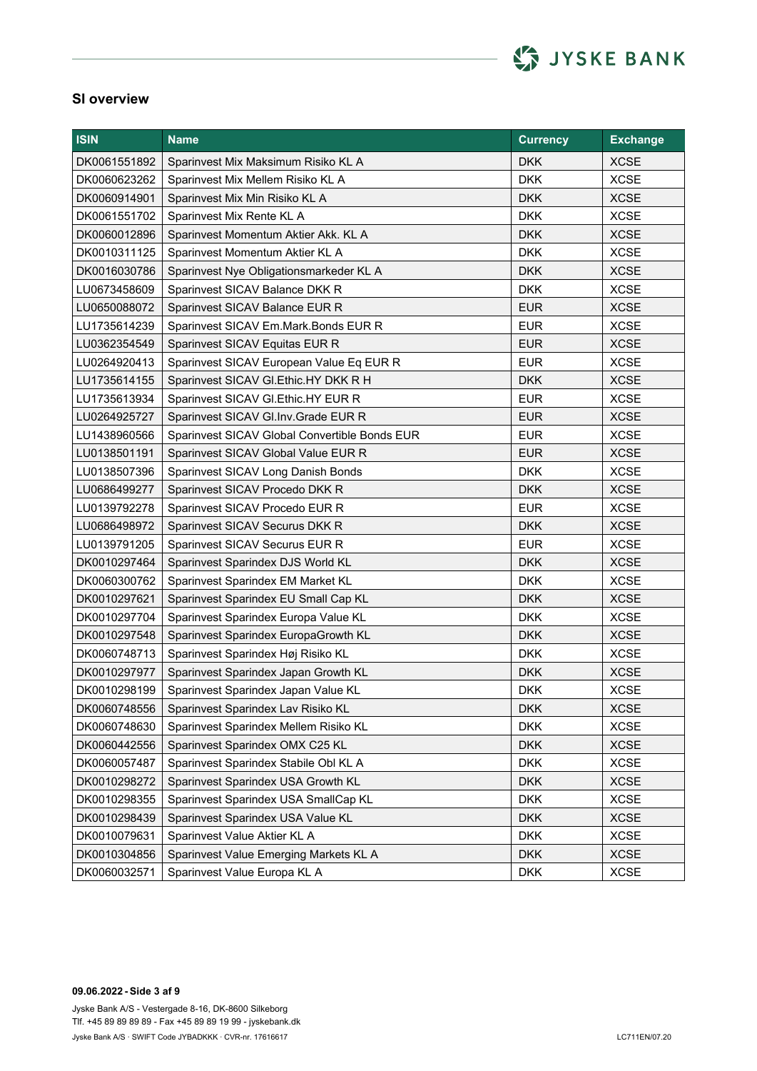## SI overview

| ISIN | Name | Currency | Exchange |
|---|---|---|---|
| DK0061551892 | Sparinvest Mix Maksimum Risiko KL A | DKK | XCSE |
| DK0060623262 | Sparinvest Mix Mellem Risiko KL A | DKK | XCSE |
| DK0060914901 | Sparinvest Mix Min Risiko KL A | DKK | XCSE |
| DK0061551702 | Sparinvest Mix Rente KL A | DKK | XCSE |
| DK0060012896 | Sparinvest Momentum Aktier Akk. KL A | DKK | XCSE |
| DK0010311125 | Sparinvest Momentum Aktier KL A | DKK | XCSE |
| DK0016030786 | Sparinvest Nye Obligationsmarkeder KL A | DKK | XCSE |
| LU0673458609 | Sparinvest SICAV Balance DKK R | DKK | XCSE |
| LU0650088072 | Sparinvest SICAV Balance EUR R | EUR | XCSE |
| LU1735614239 | Sparinvest SICAV Em.Mark.Bonds EUR R | EUR | XCSE |
| LU0362354549 | Sparinvest SICAV Equitas EUR R | EUR | XCSE |
| LU0264920413 | Sparinvest SICAV European Value Eq EUR R | EUR | XCSE |
| LU1735614155 | Sparinvest SICAV Gl.Ethic.HY DKK R H | DKK | XCSE |
| LU1735613934 | Sparinvest SICAV Gl.Ethic.HY EUR R | EUR | XCSE |
| LU0264925727 | Sparinvest SICAV Gl.Inv.Grade EUR R | EUR | XCSE |
| LU1438960566 | Sparinvest SICAV Global Convertible Bonds EUR | EUR | XCSE |
| LU0138501191 | Sparinvest SICAV Global Value EUR R | EUR | XCSE |
| LU0138507396 | Sparinvest SICAV Long Danish Bonds | DKK | XCSE |
| LU0686499277 | Sparinvest SICAV Procedo DKK R | DKK | XCSE |
| LU0139792278 | Sparinvest SICAV Procedo EUR R | EUR | XCSE |
| LU0686498972 | Sparinvest SICAV Securus DKK R | DKK | XCSE |
| LU0139791205 | Sparinvest SICAV Securus EUR R | EUR | XCSE |
| DK0010297464 | Sparinvest Sparindex DJS World KL | DKK | XCSE |
| DK0060300762 | Sparinvest Sparindex EM Market KL | DKK | XCSE |
| DK0010297621 | Sparinvest Sparindex EU Small Cap KL | DKK | XCSE |
| DK0010297704 | Sparinvest Sparindex Europa Value KL | DKK | XCSE |
| DK0010297548 | Sparinvest Sparindex EuropaGrowth KL | DKK | XCSE |
| DK0060748713 | Sparinvest Sparindex Høj Risiko KL | DKK | XCSE |
| DK0010297977 | Sparinvest Sparindex Japan Growth KL | DKK | XCSE |
| DK0010298199 | Sparinvest Sparindex Japan Value KL | DKK | XCSE |
| DK0060748556 | Sparinvest Sparindex Lav Risiko KL | DKK | XCSE |
| DK0060748630 | Sparinvest Sparindex Mellem Risiko KL | DKK | XCSE |
| DK0060442556 | Sparinvest Sparindex OMX C25 KL | DKK | XCSE |
| DK0060057487 | Sparinvest Sparindex Stabile Obl KL A | DKK | XCSE |
| DK0010298272 | Sparinvest Sparindex USA Growth KL | DKK | XCSE |
| DK0010298355 | Sparinvest Sparindex USA SmallCap KL | DKK | XCSE |
| DK0010298439 | Sparinvest Sparindex USA Value KL | DKK | XCSE |
| DK0010079631 | Sparinvest Value Aktier KL A | DKK | XCSE |
| DK0010304856 | Sparinvest Value Emerging Markets KL A | DKK | XCSE |
| DK0060032571 | Sparinvest Value Europa KL A | DKK | XCSE |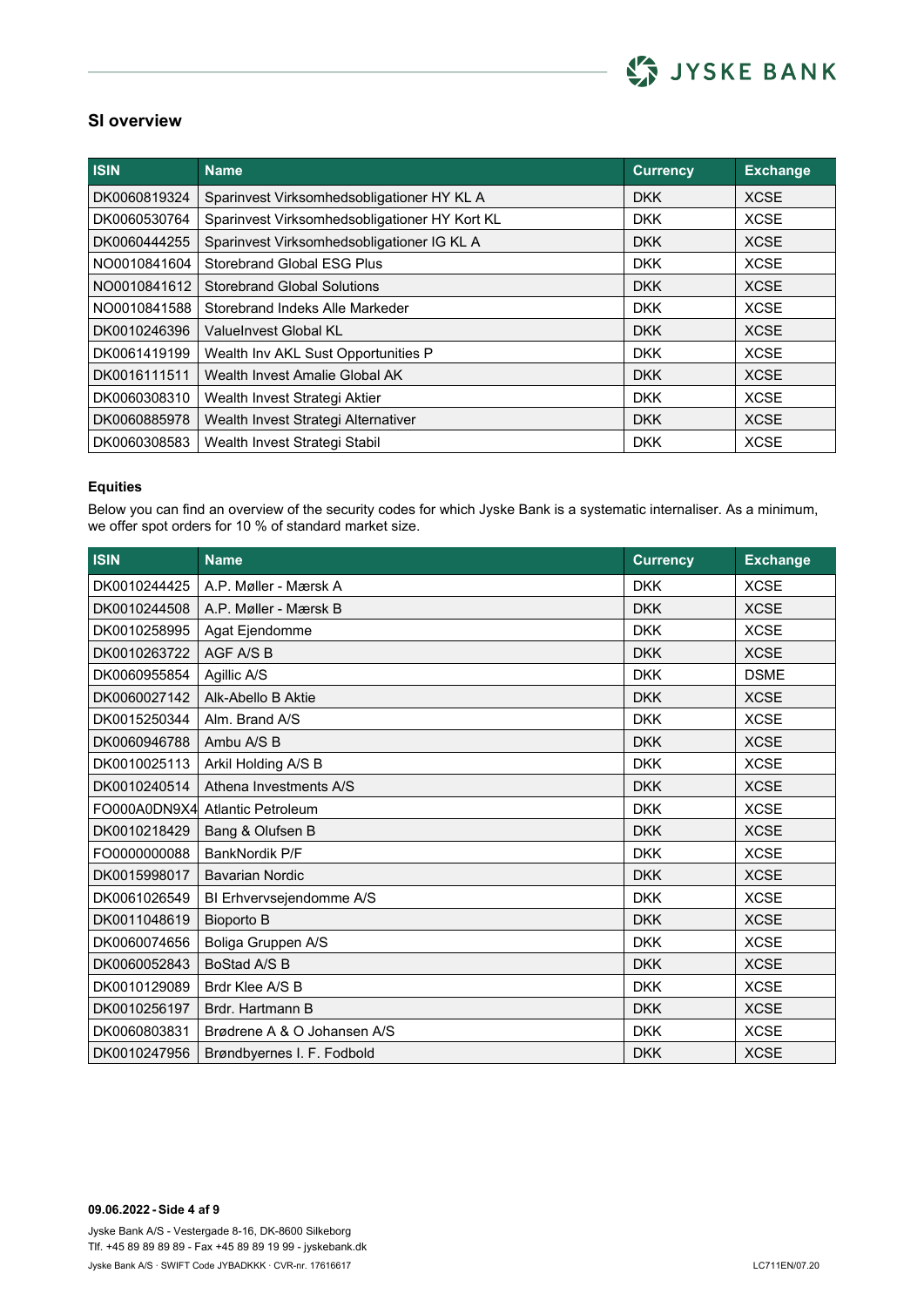## SI overview

| ISIN | Name | Currency | Exchange |
|---|---|---|---|
| DK0060819324 | Sparinvest Virksomhedsobligationer HY KL A | DKK | XCSE |
| DK0060530764 | Sparinvest Virksomhedsobligationer HY Kort KL | DKK | XCSE |
| DK0060444255 | Sparinvest Virksomhedsobligationer IG KL A | DKK | XCSE |
| NO0010841604 | Storebrand Global ESG Plus | DKK | XCSE |
| NO0010841612 | Storebrand Global Solutions | DKK | XCSE |
| NO0010841588 | Storebrand Indeks Alle Markeder | DKK | XCSE |
| DK0010246396 | ValueInvest Global KL | DKK | XCSE |
| DK0061419199 | Wealth Inv AKL Sust Opportunities P | DKK | XCSE |
| DK0016111511 | Wealth Invest Amalie Global AK | DKK | XCSE |
| DK0060308310 | Wealth Invest Strategi Aktier | DKK | XCSE |
| DK0060885978 | Wealth Invest Strategi Alternativer | DKK | XCSE |
| DK0060308583 | Wealth Invest Strategi Stabil | DKK | XCSE |

**Equities**

Below you can find an overview of the security codes for which Jyske Bank is a systematic internaliser. As a minimum, we offer spot orders for 10 % of standard market size.

| ISIN | Name | Currency | Exchange |
|---|---|---|---|
| DK0010244425 | A.P. Møller - Mærsk A | DKK | XCSE |
| DK0010244508 | A.P. Møller - Mærsk B | DKK | XCSE |
| DK0010258995 | Agat Ejendomme | DKK | XCSE |
| DK0010263722 | AGF A/S B | DKK | XCSE |
| DK0060955854 | Agillic A/S | DKK | DSME |
| DK0060027142 | Alk-Abello B Aktie | DKK | XCSE |
| DK0015250344 | Alm. Brand A/S | DKK | XCSE |
| DK0060946788 | Ambu A/S B | DKK | XCSE |
| DK0010025113 | Arkil Holding A/S B | DKK | XCSE |
| DK0010240514 | Athena Investments A/S | DKK | XCSE |
| FO000A0DN9X4 | Atlantic Petroleum | DKK | XCSE |
| DK0010218429 | Bang & Olufsen B | DKK | XCSE |
| FO0000000088 | BankNordik P/F | DKK | XCSE |
| DK0015998017 | Bavarian Nordic | DKK | XCSE |
| DK0061026549 | BI Erhvervsejendomme A/S | DKK | XCSE |
| DK0011048619 | Bioporto B | DKK | XCSE |
| DK0060074656 | Boliga Gruppen A/S | DKK | XCSE |
| DK0060052843 | BoStad A/S B | DKK | XCSE |
| DK0010129089 | Brdr Klee A/S B | DKK | XCSE |
| DK0010256197 | Brdr. Hartmann B | DKK | XCSE |
| DK0060803831 | Brødrene A & O Johansen A/S | DKK | XCSE |
| DK0010247956 | Brøndbyernes I. F. Fodbold | DKK | XCSE |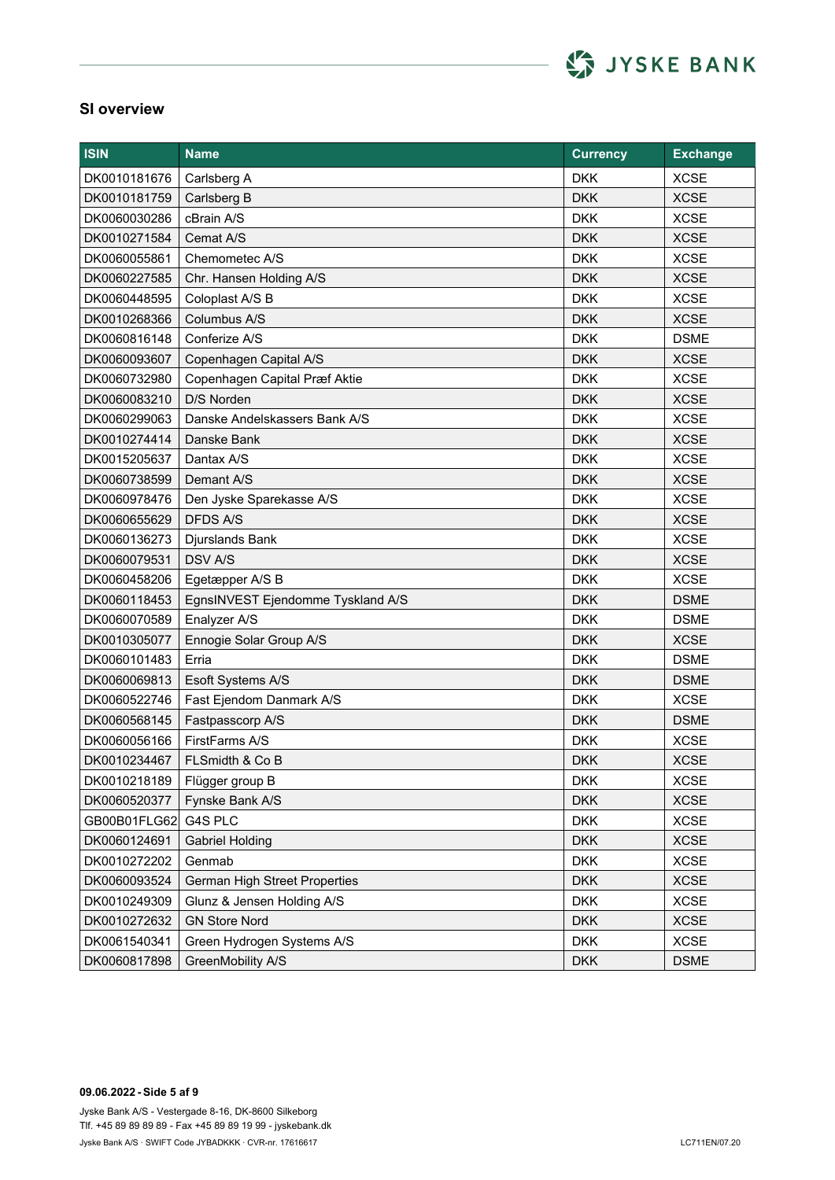## SI overview

| ISIN | Name | Currency | Exchange |
|---|---|---|---|
| DK0010181676 | Carlsberg A | DKK | XCSE |
| DK0010181759 | Carlsberg B | DKK | XCSE |
| DK0060030286 | cBrain A/S | DKK | XCSE |
| DK0010271584 | Cemat A/S | DKK | XCSE |
| DK0060055861 | Chemometec A/S | DKK | XCSE |
| DK0060227585 | Chr. Hansen Holding A/S | DKK | XCSE |
| DK0060448595 | Coloplast A/S B | DKK | XCSE |
| DK0010268366 | Columbus A/S | DKK | XCSE |
| DK0060816148 | Conferize A/S | DKK | DSME |
| DK0060093607 | Copenhagen Capital A/S | DKK | XCSE |
| DK0060732980 | Copenhagen Capital Præf Aktie | DKK | XCSE |
| DK0060083210 | D/S Norden | DKK | XCSE |
| DK0060299063 | Danske Andelskassers Bank A/S | DKK | XCSE |
| DK0010274414 | Danske Bank | DKK | XCSE |
| DK0015205637 | Dantax A/S | DKK | XCSE |
| DK0060738599 | Demant A/S | DKK | XCSE |
| DK0060978476 | Den Jyske Sparekasse A/S | DKK | XCSE |
| DK0060655629 | DFDS A/S | DKK | XCSE |
| DK0060136273 | Djurslands Bank | DKK | XCSE |
| DK0060079531 | DSV A/S | DKK | XCSE |
| DK0060458206 | Egetæpper A/S B | DKK | XCSE |
| DK0060118453 | EgnsINVEST Ejendomme Tyskland A/S | DKK | DSME |
| DK0060070589 | Enalyzer A/S | DKK | DSME |
| DK0010305077 | Ennogie Solar Group A/S | DKK | XCSE |
| DK0060101483 | Erria | DKK | DSME |
| DK0060069813 | Esoft Systems A/S | DKK | DSME |
| DK0060522746 | Fast Ejendom Danmark A/S | DKK | XCSE |
| DK0060568145 | Fastpasscorp A/S | DKK | DSME |
| DK0060056166 | FirstFarms A/S | DKK | XCSE |
| DK0010234467 | FLSmidth & Co B | DKK | XCSE |
| DK0010218189 | Flügger group B | DKK | XCSE |
| DK0060520377 | Fynske Bank A/S | DKK | XCSE |
| GB00B01FLG62 | G4S PLC | DKK | XCSE |
| DK0060124691 | Gabriel Holding | DKK | XCSE |
| DK0010272202 | Genmab | DKK | XCSE |
| DK0060093524 | German High Street Properties | DKK | XCSE |
| DK0010249309 | Glunz & Jensen Holding A/S | DKK | XCSE |
| DK0010272632 | GN Store Nord | DKK | XCSE |
| DK0061540341 | Green Hydrogen Systems A/S | DKK | XCSE |
| DK0060817898 | GreenMobility A/S | DKK | DSME |

**09.06.2022 - Side 5 af 9**

Jyske Bank A/S - Vestergade 8-16, DK-8600 Silkeborg
Tlf. +45 89 89 89 89 - Fax +45 89 89 19 99 - jyskebank.dk
Jyske Bank A/S · SWIFT Code JYBADKKK · CVR-nr. 17616617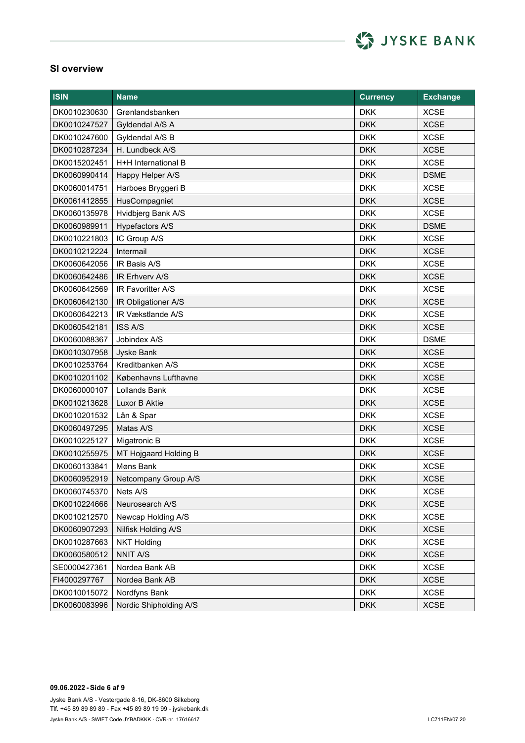## SI overview

| ISIN | Name | Currency | Exchange |
|---|---|---|---|
| DK0010230630 | Grønlandsbanken | DKK | XCSE |
| DK0010247527 | Gyldendal A/S A | DKK | XCSE |
| DK0010247600 | Gyldendal A/S B | DKK | XCSE |
| DK0010287234 | H. Lundbeck A/S | DKK | XCSE |
| DK0015202451 | H+H International B | DKK | XCSE |
| DK0060990414 | Happy Helper A/S | DKK | DSME |
| DK0060014751 | Harboes Bryggeri B | DKK | XCSE |
| DK0061412855 | HusCompagniet | DKK | XCSE |
| DK0060135978 | Hvidbjerg Bank A/S | DKK | XCSE |
| DK0060989911 | Hypefactors A/S | DKK | DSME |
| DK0010221803 | IC Group A/S | DKK | XCSE |
| DK0010212224 | Intermail | DKK | XCSE |
| DK0060642056 | IR Basis A/S | DKK | XCSE |
| DK0060642486 | IR Erhverv A/S | DKK | XCSE |
| DK0060642569 | IR Favoritter A/S | DKK | XCSE |
| DK0060642130 | IR Obligationer A/S | DKK | XCSE |
| DK0060642213 | IR Vækstlande A/S | DKK | XCSE |
| DK0060542181 | ISS A/S | DKK | XCSE |
| DK0060088367 | Jobindex A/S | DKK | DSME |
| DK0010307958 | Jyske Bank | DKK | XCSE |
| DK0010253764 | Kreditbanken A/S | DKK | XCSE |
| DK0010201102 | Københavns Lufthavne | DKK | XCSE |
| DK0060000107 | Lollands Bank | DKK | XCSE |
| DK0010213628 | Luxor B Aktie | DKK | XCSE |
| DK0010201532 | Lån & Spar | DKK | XCSE |
| DK0060497295 | Matas A/S | DKK | XCSE |
| DK0010225127 | Migatronic B | DKK | XCSE |
| DK0010255975 | MT Hojgaard Holding B | DKK | XCSE |
| DK0060133841 | Møns Bank | DKK | XCSE |
| DK0060952919 | Netcompany Group A/S | DKK | XCSE |
| DK0060745370 | Nets A/S | DKK | XCSE |
| DK0010224666 | Neurosearch A/S | DKK | XCSE |
| DK0010212570 | Newcap Holding A/S | DKK | XCSE |
| DK0060907293 | Nilfisk Holding A/S | DKK | XCSE |
| DK0010287663 | NKT Holding | DKK | XCSE |
| DK0060580512 | NNIT A/S | DKK | XCSE |
| SE0000427361 | Nordea Bank AB | DKK | XCSE |
| FI4000297767 | Nordea Bank AB | DKK | XCSE |
| DK0010015072 | Nordfyns Bank | DKK | XCSE |
| DK0060083996 | Nordic Shipholding A/S | DKK | XCSE |

**09.06.2022 - Side 6 af 9**

Jyske Bank A/S - Vestergade 8-16, DK-8600 Silkeborg
Tlf. +45 89 89 89 89 - Fax +45 89 89 19 99 - jyskebank.dk
Jyske Bank A/S · SWIFT Code JYBADKKK · CVR-nr. 17616617

LC711EN/07.20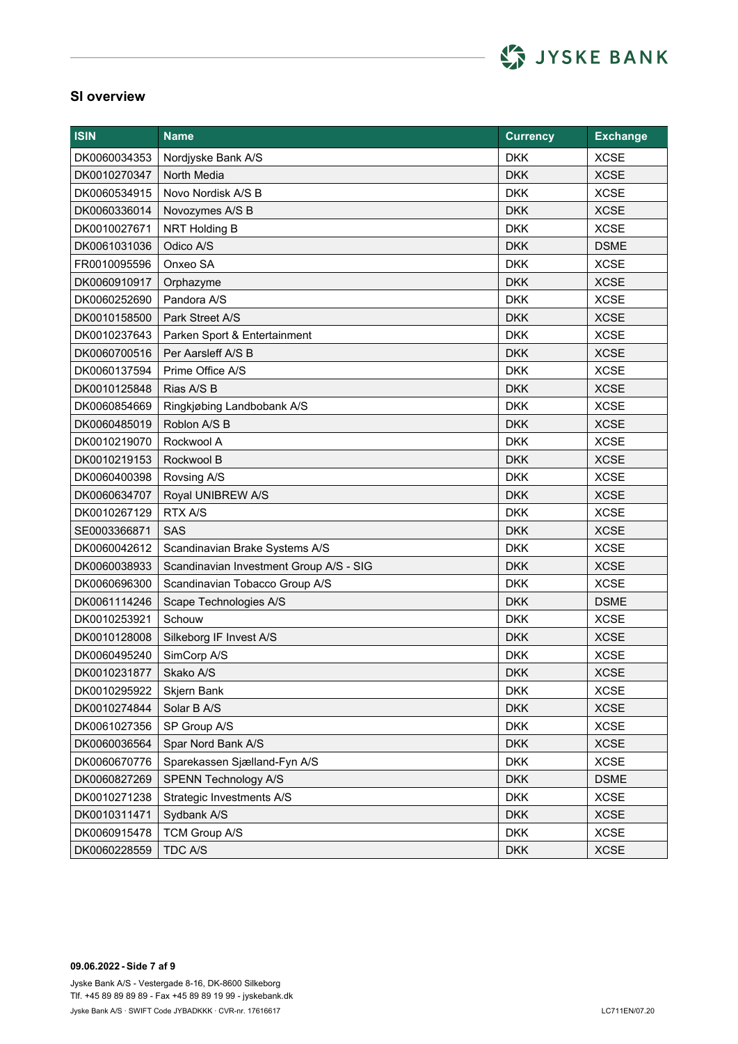## SI overview

| ISIN | Name | Currency | Exchange |
|---|---|---|---|
| DK0060034353 | Nordjyske Bank A/S | DKK | XCSE |
| DK0010270347 | North Media | DKK | XCSE |
| DK0060534915 | Novo Nordisk A/S B | DKK | XCSE |
| DK0060336014 | Novozymes A/S B | DKK | XCSE |
| DK0010027671 | NRT Holding B | DKK | XCSE |
| DK0061031036 | Odico A/S | DKK | DSME |
| FR0010095596 | Onxeo SA | DKK | XCSE |
| DK0060910917 | Orphazyme | DKK | XCSE |
| DK0060252690 | Pandora A/S | DKK | XCSE |
| DK0010158500 | Park Street A/S | DKK | XCSE |
| DK0010237643 | Parken Sport & Entertainment | DKK | XCSE |
| DK0060700516 | Per Aarsleff A/S B | DKK | XCSE |
| DK0060137594 | Prime Office A/S | DKK | XCSE |
| DK0010125848 | Rias A/S B | DKK | XCSE |
| DK0060854669 | Ringkjøbing Landbobank A/S | DKK | XCSE |
| DK0060485019 | Roblon A/S B | DKK | XCSE |
| DK0010219070 | Rockwool A | DKK | XCSE |
| DK0010219153 | Rockwool B | DKK | XCSE |
| DK0060400398 | Rovsing A/S | DKK | XCSE |
| DK0060634707 | Royal UNIBREW A/S | DKK | XCSE |
| DK0010267129 | RTX A/S | DKK | XCSE |
| SE0003366871 | SAS | DKK | XCSE |
| DK0060042612 | Scandinavian Brake Systems A/S | DKK | XCSE |
| DK0060038933 | Scandinavian Investment Group A/S - SIG | DKK | XCSE |
| DK0060696300 | Scandinavian Tobacco Group A/S | DKK | XCSE |
| DK0061114246 | Scape Technologies A/S | DKK | DSME |
| DK0010253921 | Schouw | DKK | XCSE |
| DK0010128008 | Silkeborg IF Invest A/S | DKK | XCSE |
| DK0060495240 | SimCorp A/S | DKK | XCSE |
| DK0010231877 | Skako A/S | DKK | XCSE |
| DK0010295922 | Skjern Bank | DKK | XCSE |
| DK0010274844 | Solar B A/S | DKK | XCSE |
| DK0061027356 | SP Group A/S | DKK | XCSE |
| DK0060036564 | Spar Nord Bank A/S | DKK | XCSE |
| DK0060670776 | Sparekassen Sjælland-Fyn A/S | DKK | XCSE |
| DK0060827269 | SPENN Technology A/S | DKK | DSME |
| DK0010271238 | Strategic Investments A/S | DKK | XCSE |
| DK0010311471 | Sydbank A/S | DKK | XCSE |
| DK0060915478 | TCM Group A/S | DKK | XCSE |
| DK0060228559 | TDC A/S | DKK | XCSE |

**09.06.2022 - Side 7 af 9**

Jyske Bank A/S - Vestergade 8-16, DK-8600 Silkeborg
Tlf. +45 89 89 89 89 - Fax +45 89 89 19 99 - jyskebank.dk
Jyske Bank A/S · SWIFT Code JYBADKKK · CVR-nr. 17616617

LC711EN/07.20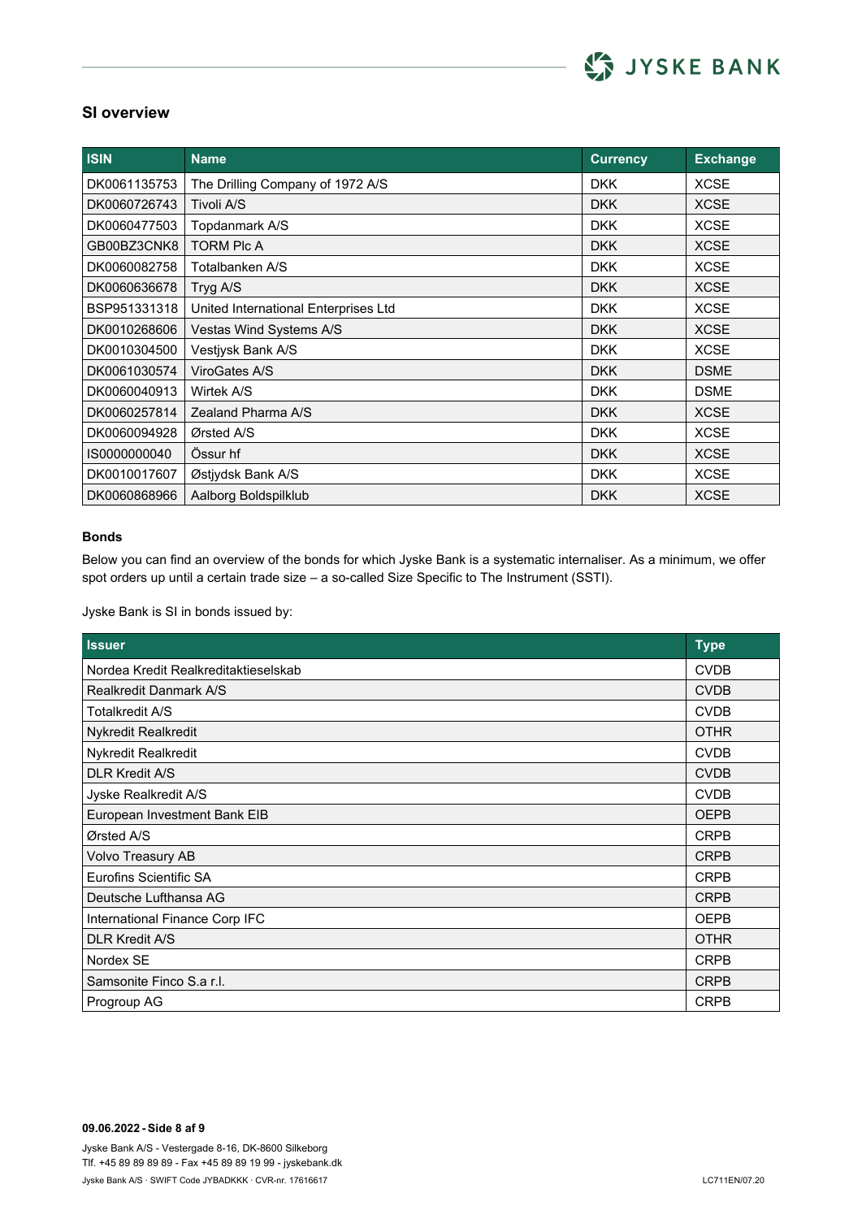## SI overview

| ISIN | Name | Currency | Exchange |
| --- | --- | --- | --- |
| DK0061135753 | The Drilling Company of 1972 A/S | DKK | XCSE |
| DK0060726743 | Tivoli A/S | DKK | XCSE |
| DK0060477503 | Topdanmark A/S | DKK | XCSE |
| GB00BZ3CNK8 | TORM Plc A | DKK | XCSE |
| DK0060082758 | Totalbanken A/S | DKK | XCSE |
| DK0060636678 | Tryg A/S | DKK | XCSE |
| BSP951331318 | United International Enterprises Ltd | DKK | XCSE |
| DK0010268606 | Vestas Wind Systems A/S | DKK | XCSE |
| DK0010304500 | Vestjysk Bank A/S | DKK | XCSE |
| DK0061030574 | ViroGates A/S | DKK | DSME |
| DK0060040913 | Wirtek A/S | DKK | DSME |
| DK0060257814 | Zealand Pharma A/S | DKK | XCSE |
| DK0060094928 | Ørsted A/S | DKK | XCSE |
| IS0000000040 | Össur hf | DKK | XCSE |
| DK0010017607 | Østjydsk Bank A/S | DKK | XCSE |
| DK0060868966 | Aalborg Boldspilklub | DKK | XCSE |

**Bonds**

Below you can find an overview of the bonds for which Jyske Bank is a systematic internaliser. As a minimum, we offer spot orders up until a certain trade size – a so-called Size Specific to The Instrument (SSTI).

Jyske Bank is SI in bonds issued by:

| Issuer | Type |
| --- | --- |
| Nordea Kredit Realkreditaktieselskab | CVDB |
| Realkredit Danmark A/S | CVDB |
| Totalkredit A/S | CVDB |
| Nykredit Realkredit | OTHR |
| Nykredit Realkredit | CVDB |
| DLR Kredit A/S | CVDB |
| Jyske Realkredit A/S | CVDB |
| European Investment Bank EIB | OEPB |
| Ørsted A/S | CRPB |
| Volvo Treasury AB | CRPB |
| Eurofins Scientific SA | CRPB |
| Deutsche Lufthansa AG | CRPB |
| International Finance Corp IFC | OEPB |
| DLR Kredit A/S | OTHR |
| Nordex SE | CRPB |
| Samsonite Finco S.a r.l. | CRPB |
| Progroup AG | CRPB |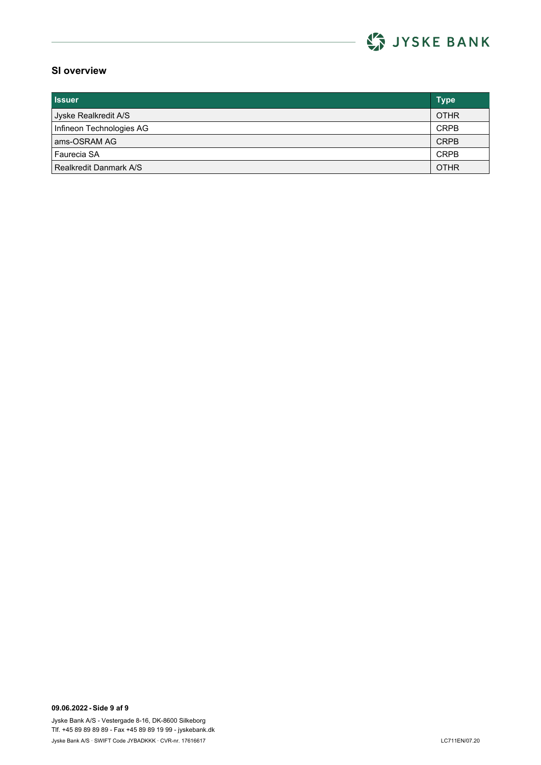## SI overview

| Issuer | Type |
| --- | --- |
| Jyske Realkredit A/S | OTHR |
| Infineon Technologies AG | CRPB |
| ams-OSRAM AG | CRPB |
| Faurecia SA | CRPB |
| Realkredit Danmark A/S | OTHR |